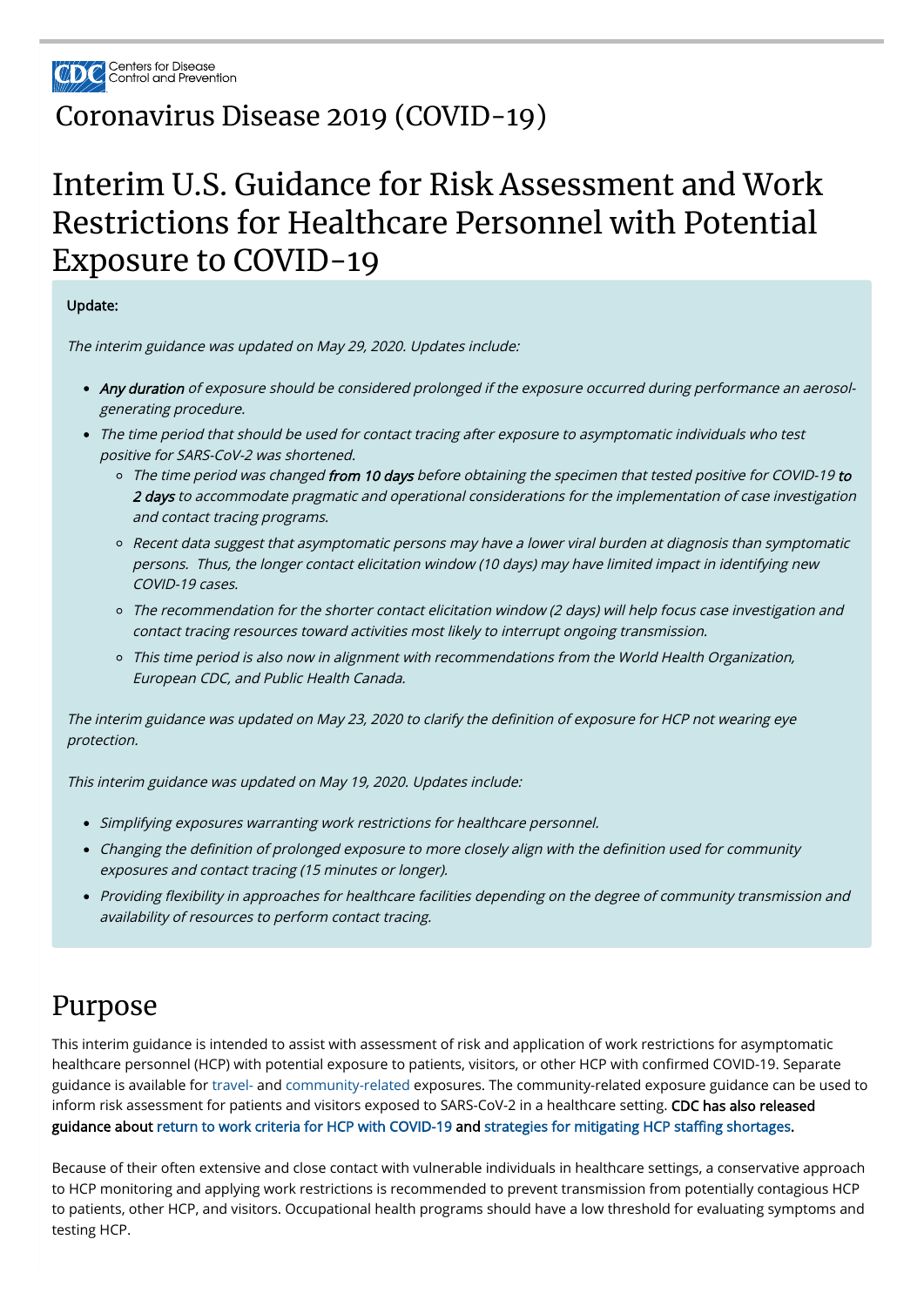Centers for Disease Control and Prevention

# Coronavirus Disease 2019 (COVID-19)

# Interim U.S. Guidance for Risk Assessment and Work Restrictions for Healthcare Personnel with Potential Exposure to COVID-19

**Update:**

*The interim guidance was updated on May 29, 2020. Updates include:*

- ***Any duration*** *of exposure should be considered prolonged if the exposure occurred during performance an aerosol-generating procedure.*
- *The time period that should be used for contact tracing after exposure to asymptomatic individuals who test positive for SARS-CoV-2 was shortened.*
    - *The time period was changed* ***from 10 days*** *before obtaining the specimen that tested positive for COVID-19* ***to 2 days*** *to accommodate pragmatic and operational considerations for the implementation of case investigation and contact tracing programs.*
    - *Recent data suggest that asymptomatic persons may have a lower viral burden at diagnosis than symptomatic persons. Thus, the longer contact elicitation window (10 days) may have limited impact in identifying new COVID-19 cases.*
    - *The recommendation for the shorter contact elicitation window (2 days) will help focus case investigation and contact tracing resources toward activities most likely to interrupt ongoing transmission.*
    - *This time period is also now in alignment with recommendations from the World Health Organization, European CDC, and Public Health Canada.*

*The interim guidance was updated on May 23, 2020 to clarify the definition of exposure for HCP not wearing eye protection.*

*This interim guidance was updated on May 19, 2020. Updates include:*

- *Simplifying exposures warranting work restrictions for healthcare personnel.*
- *Changing the definition of prolonged exposure to more closely align with the definition used for community exposures and contact tracing (15 minutes or longer).*
- *Providing flexibility in approaches for healthcare facilities depending on the degree of community transmission and availability of resources to perform contact tracing.*

## Purpose

This interim guidance is intended to assist with assessment of risk and application of work restrictions for asymptomatic healthcare personnel (HCP) with potential exposure to patients, visitors, or other HCP with confirmed COVID-19. Separate guidance is available for travel- and community-related exposures. The community-related exposure guidance can be used to inform risk assessment for patients and visitors exposed to SARS-CoV-2 in a healthcare setting. **CDC has also released guidance about return to work criteria for HCP with COVID-19 and strategies for mitigating HCP staffing shortages.**

Because of their often extensive and close contact with vulnerable individuals in healthcare settings, a conservative approach to HCP monitoring and applying work restrictions is recommended to prevent transmission from potentially contagious HCP to patients, other HCP, and visitors. Occupational health programs should have a low threshold for evaluating symptoms and testing HCP.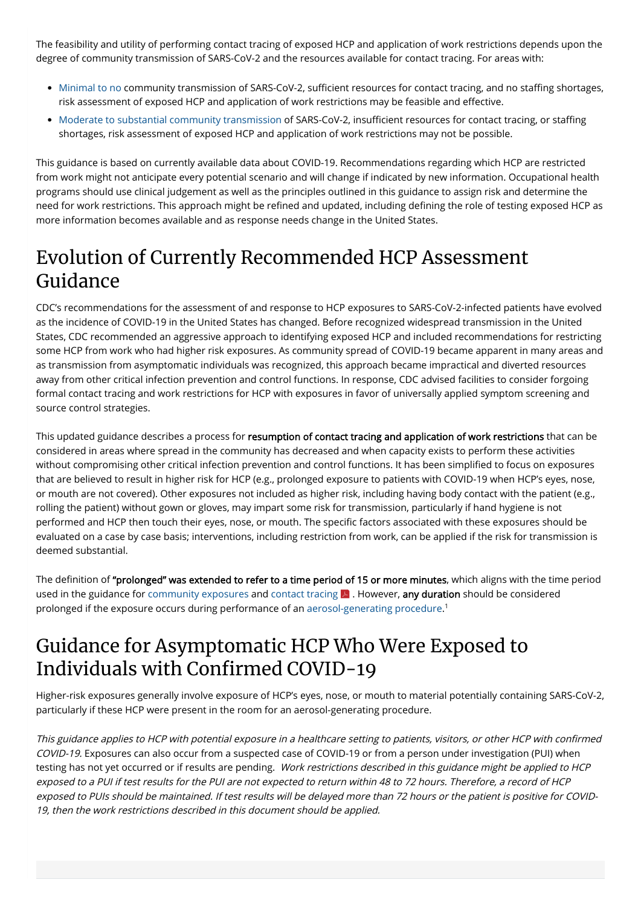The feasibility and utility of performing contact tracing of exposed HCP and application of work restrictions depends upon the degree of community transmission of SARS-CoV-2 and the resources available for contact tracing. For areas with:

- Minimal to no community transmission of SARS-CoV-2, sufficient resources for contact tracing, and no staffing shortages, risk assessment of exposed HCP and application of work restrictions may be feasible and effective.
- Moderate to substantial community transmission of SARS-CoV-2, insufficient resources for contact tracing, or staffing shortages, risk assessment of exposed HCP and application of work restrictions may not be possible.

This guidance is based on currently available data about COVID-19. Recommendations regarding which HCP are restricted from work might not anticipate every potential scenario and will change if indicated by new information. Occupational health programs should use clinical judgement as well as the principles outlined in this guidance to assign risk and determine the need for work restrictions. This approach might be refined and updated, including defining the role of testing exposed HCP as more information becomes available and as response needs change in the United States.

## Evolution of Currently Recommended HCP Assessment Guidance

CDC's recommendations for the assessment of and response to HCP exposures to SARS-CoV-2-infected patients have evolved as the incidence of COVID-19 in the United States has changed. Before recognized widespread transmission in the United States, CDC recommended an aggressive approach to identifying exposed HCP and included recommendations for restricting some HCP from work who had higher risk exposures. As community spread of COVID-19 became apparent in many areas and as transmission from asymptomatic individuals was recognized, this approach became impractical and diverted resources away from other critical infection prevention and control functions. In response, CDC advised facilities to consider forgoing formal contact tracing and work restrictions for HCP with exposures in favor of universally applied symptom screening and source control strategies.

This updated guidance describes a process for **resumption of contact tracing and application of work restrictions** that can be considered in areas where spread in the community has decreased and when capacity exists to perform these activities without compromising other critical infection prevention and control functions. It has been simplified to focus on exposures that are believed to result in higher risk for HCP (e.g., prolonged exposure to patients with COVID-19 when HCP's eyes, nose, or mouth are not covered). Other exposures not included as higher risk, including having body contact with the patient (e.g., rolling the patient) without gown or gloves, may impart some risk for transmission, particularly if hand hygiene is not performed and HCP then touch their eyes, nose, or mouth. The specific factors associated with these exposures should be evaluated on a case by case basis; interventions, including restriction from work, can be applied if the risk for transmission is deemed substantial.

The definition of **"prolonged" was extended to refer to a time period of 15 or more minutes**, which aligns with the time period used in the guidance for community exposures and contact tracing. However, **any duration** should be considered prolonged if the exposure occurs during performance of an aerosol-generating procedure.[1]

## Guidance for Asymptomatic HCP Who Were Exposed to Individuals with Confirmed COVID-19

Higher-risk exposures generally involve exposure of HCP's eyes, nose, or mouth to material potentially containing SARS-CoV-2, particularly if these HCP were present in the room for an aerosol-generating procedure.

*This guidance applies to HCP with potential exposure in a healthcare setting to patients, visitors, or other HCP with confirmed COVID-19.* Exposures can also occur from a suspected case of COVID-19 or from a person under investigation (PUI) when testing has not yet occurred or if results are pending. *Work restrictions described in this guidance might be applied to HCP exposed to a PUI if test results for the PUI are not expected to return within 48 to 72 hours. Therefore, a record of HCP exposed to PUIs should be maintained. If test results will be delayed more than 72 hours or the patient is positive for COVID-19, then the work restrictions described in this document should be applied.*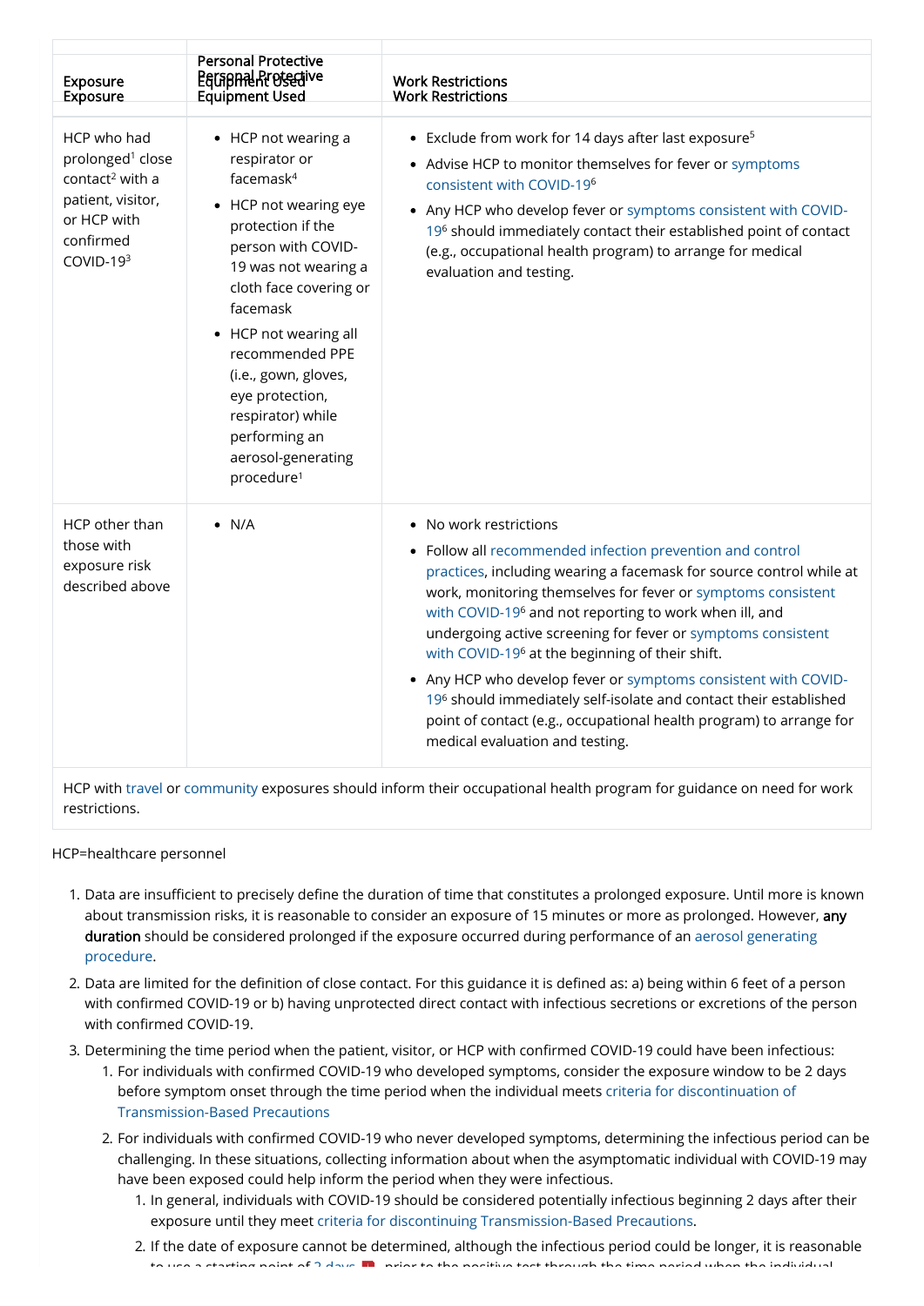| Exposure | Personal Protective Equipment Used | Work Restrictions |
| --- | --- | --- |
| HCP who had prolonged[1] close contact[2] with a patient, visitor, or HCP with confirmed COVID-19[3] | • HCP not wearing a respirator or facemask[4]<br>• HCP not wearing eye protection if the person with COVID-19 was not wearing a cloth face covering or facemask<br>• HCP not wearing all recommended PPE (i.e., gown, gloves, eye protection, respirator) while performing an aerosol-generating procedure[1] | • Exclude from work for 14 days after last exposure[5]<br>• Advise HCP to monitor themselves for fever or symptoms consistent with COVID-19[6]<br>• Any HCP who develop fever or symptoms consistent with COVID-19[6] should immediately contact their established point of contact (e.g., occupational health program) to arrange for medical evaluation and testing. |
| HCP other than those with exposure risk described above | • N/A | • No work restrictions<br>• Follow all recommended infection prevention and control practices, including wearing a facemask for source control while at work, monitoring themselves for fever or symptoms consistent with COVID-19[6] and not reporting to work when ill, and undergoing active screening for fever or symptoms consistent with COVID-19[6] at the beginning of their shift.<br>• Any HCP who develop fever or symptoms consistent with COVID-19[6] should immediately self-isolate and contact their established point of contact (e.g., occupational health program) to arrange for medical evaluation and testing. |
| HCP with travel or community exposures should inform their occupational health program for guidance on need for work restrictions. | | |

HCP=healthcare personnel

1. Data are insufficient to precisely define the duration of time that constitutes a prolonged exposure. Until more is known about transmission risks, it is reasonable to consider an exposure of 15 minutes or more as prolonged. However, **any duration** should be considered prolonged if the exposure occurred during performance of an aerosol generating procedure.
2. Data are limited for the definition of close contact. For this guidance it is defined as: a) being within 6 feet of a person with confirmed COVID-19 or b) having unprotected direct contact with infectious secretions or excretions of the person with confirmed COVID-19.
3. Determining the time period when the patient, visitor, or HCP with confirmed COVID-19 could have been infectious:
   1. For individuals with confirmed COVID-19 who developed symptoms, consider the exposure window to be 2 days before symptom onset through the time period when the individual meets criteria for discontinuation of Transmission-Based Precautions
   2. For individuals with confirmed COVID-19 who never developed symptoms, determining the infectious period can be challenging. In these situations, collecting information about when the asymptomatic individual with COVID-19 may have been exposed could help inform the period when they were infectious.
      1. In general, individuals with COVID-19 should be considered potentially infectious beginning 2 days after their exposure until they meet criteria for discontinuing Transmission-Based Precautions.
      2. If the date of exposure cannot be determined, although the infectious period could be longer, it is reasonable to use a starting point of 2 days prior to the positive test through the time period when the individual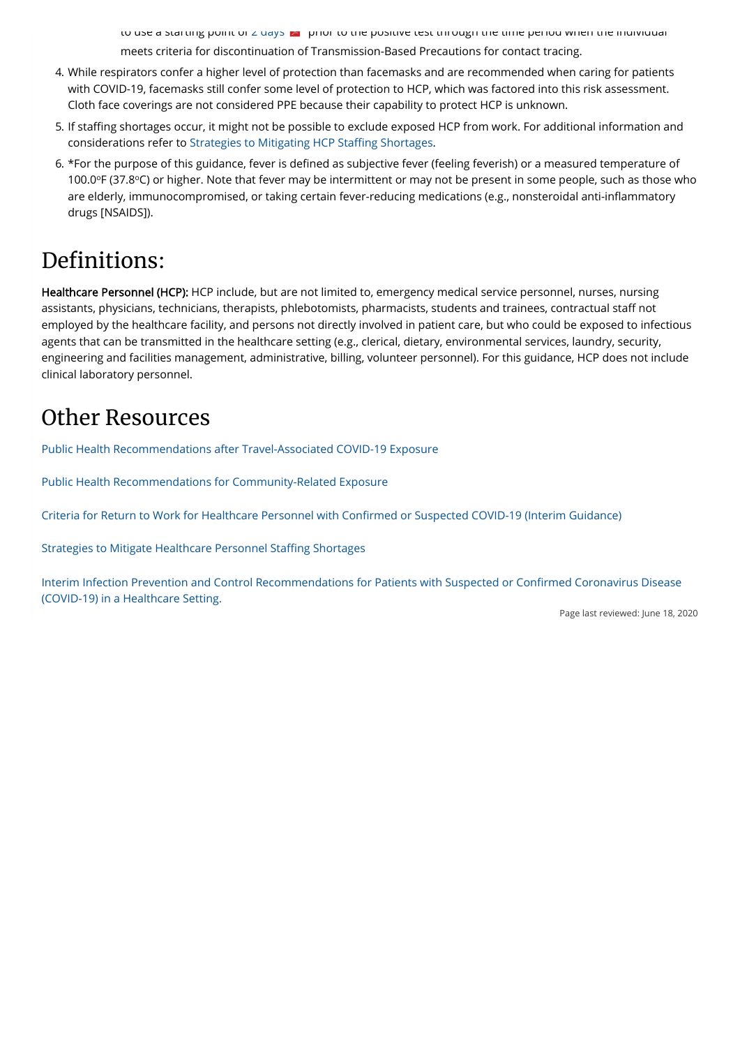to use a starting point of 2 days prior to the positive test through the time period when the individual meets criteria for discontinuation of Transmission-Based Precautions for contact tracing.

4. While respirators confer a higher level of protection than facemasks and are recommended when caring for patients with COVID-19, facemasks still confer some level of protection to HCP, which was factored into this risk assessment. Cloth face coverings are not considered PPE because their capability to protect HCP is unknown.
5. If staffing shortages occur, it might not be possible to exclude exposed HCP from work. For additional information and considerations refer to Strategies to Mitigating HCP Staffing Shortages.
6. *For the purpose of this guidance, fever is defined as subjective fever (feeling feverish) or a measured temperature of 100.0°F (37.8°C) or higher. Note that fever may be intermittent or may not be present in some people, such as those who are elderly, immunocompromised, or taking certain fever-reducing medications (e.g., nonsteroidal anti-inflammatory drugs [NSAIDS]).

# Definitions:

**Healthcare Personnel (HCP):** HCP include, but are not limited to, emergency medical service personnel, nurses, nursing assistants, physicians, technicians, therapists, phlebotomists, pharmacists, students and trainees, contractual staff not employed by the healthcare facility, and persons not directly involved in patient care, but who could be exposed to infectious agents that can be transmitted in the healthcare setting (e.g., clerical, dietary, environmental services, laundry, security, engineering and facilities management, administrative, billing, volunteer personnel). For this guidance, HCP does not include clinical laboratory personnel.

# Other Resources

Public Health Recommendations after Travel-Associated COVID-19 Exposure

Public Health Recommendations for Community-Related Exposure

Criteria for Return to Work for Healthcare Personnel with Confirmed or Suspected COVID-19 (Interim Guidance)

Strategies to Mitigate Healthcare Personnel Staffing Shortages

Interim Infection Prevention and Control Recommendations for Patients with Suspected or Confirmed Coronavirus Disease (COVID-19) in a Healthcare Setting.

Page last reviewed: June 18, 2020